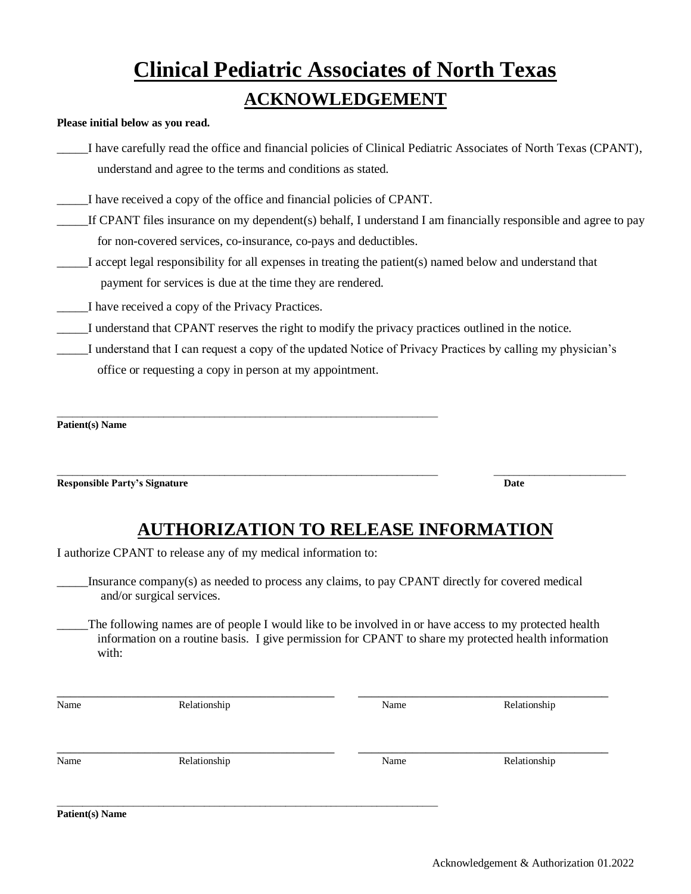# Clinical Pediatric Associates of North Texas

## ACKNOWLEDGEMENT

**Please initial below as you read.**

_____I have carefully read the office and financial policies of Clinical Pediatric Associates of North Texas (CPANT), understand and agree to the terms and conditions as stated.

_____I have received a copy of the office and financial policies of CPANT.

_____If CPANT files insurance on my dependent(s) behalf, I understand I am financially responsible and agree to pay for non-covered services, co-insurance, co-pays and deductibles.

_____I accept legal responsibility for all expenses in treating the patient(s) named below and understand that payment for services is due at the time they are rendered.

_____I have received a copy of the Privacy Practices.

_____I understand that CPANT reserves the right to modify the privacy practices outlined in the notice.

_____I understand that I can request a copy of the updated Notice of Privacy Practices by calling my physician's office or requesting a copy in person at my appointment.

______________________________________________________________________

**Patient(s) Name**

______________________________________________________________________ ________________________

**Responsible Party's Signature** **Date**

## AUTHORIZATION TO RELEASE INFORMATION

I authorize CPANT to release any of my medical information to:

_____Insurance company(s) as needed to process any claims, to pay CPANT directly for covered medical and/or surgical services.

_____The following names are of people I would like to be involved in or have access to my protected health information on a routine basis. I give permission for CPANT to share my protected health information with:

________________________________________________ ________________________________________________

Name Relationship Name Relationship

________________________________________________ ________________________________________________

Name Relationship Name Relationship

______________________________________________________________________

**Patient(s) Name**

Acknowledgement & Authorization 01.2022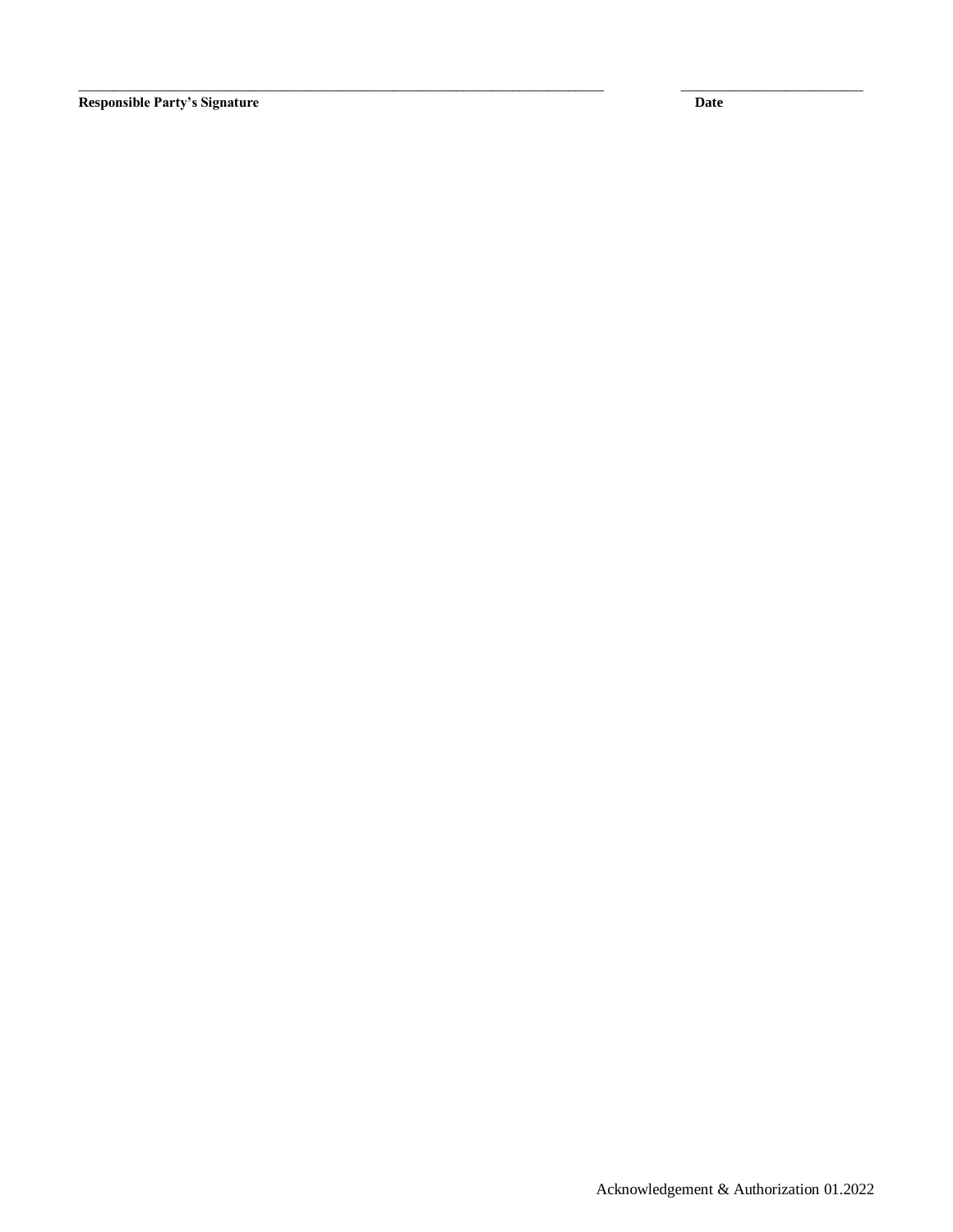_______________________________________________________________________________ __________________________

**Responsible Party's Signature** **Date**

Acknowledgement & Authorization 01.2022